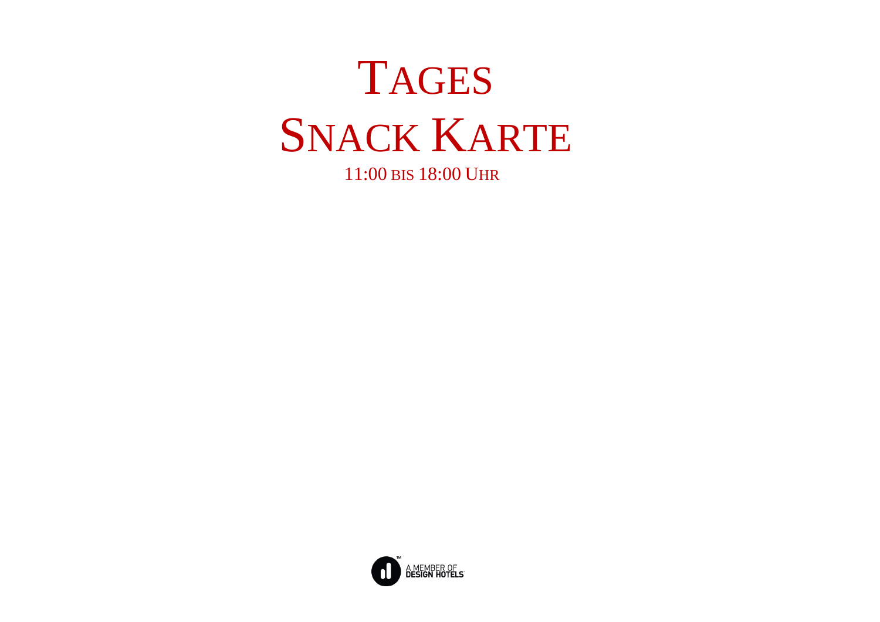# Tages
# Snack Karte

11:00 bis 18:00 Uhr

A MEMBER OF DESIGN HOTELS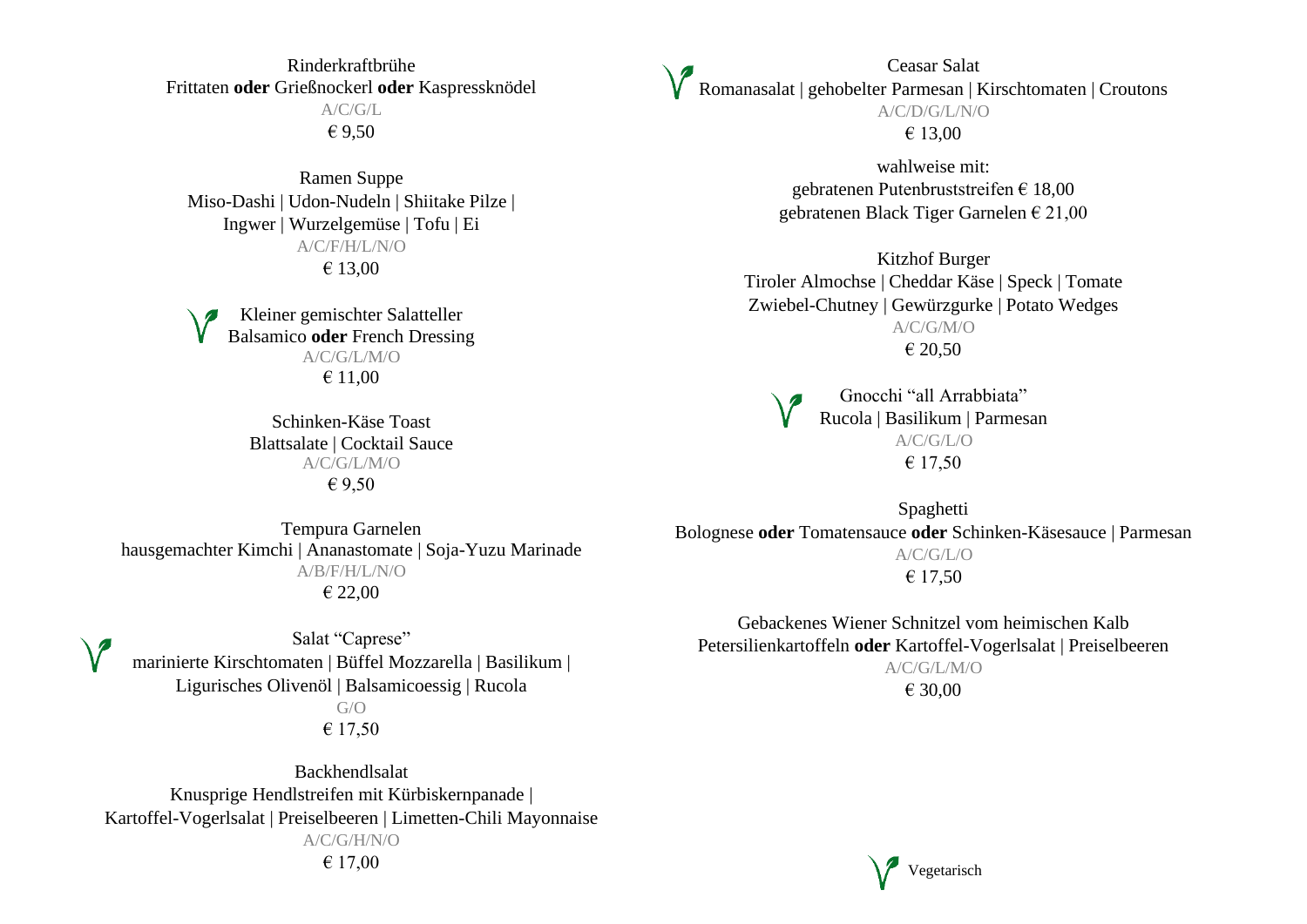Rinderkraftbrühe
Frittaten **oder** Grießnockerl **oder** Kaspressknödel
A/C/G/L
€ 9,50

Ramen Suppe
Miso-Dashi | Udon-Nudeln | Shiitake Pilze | Ingwer | Wurzelgemüse | Tofu | Ei
A/C/F/H/L/N/O
€ 13,00

Kleiner gemischter Salatteller (Vegetarisch)
Balsamico **oder** French Dressing
A/C/G/L/M/O
€ 11,00

Schinken-Käse Toast
Blattsalate | Cocktail Sauce
A/C/G/L/M/O
€ 9,50

Tempura Garnelen
hausgemachter Kimchi | Ananastomate | Soja-Yuzu Marinade
A/B/F/H/L/N/O
€ 22,00

Salat "Caprese" (Vegetarisch)
marinierte Kirschtomaten | Büffel Mozzarella | Basilikum | Ligurisches Olivenöl | Balsamicoessig | Rucola
G/O
€ 17,50

Backhendlsalat
Knusprige Hendlstreifen mit Kürbiskernpanade | Kartoffel-Vogerlsalat | Preiselbeeren | Limetten-Chili Mayonnaise
A/C/G/H/N/O
€ 17,00

Ceasar Salat (Vegetarisch)
Romanasalat | gehobelter Parmesan | Kirschtomaten | Croutons
A/C/D/G/L/N/O
€ 13,00

wahlweise mit:
gebratenen Putenbruststreifen € 18,00
gebratenen Black Tiger Garnelen € 21,00

Kitzhof Burger
Tiroler Almochse | Cheddar Käse | Speck | Tomate
Zwiebel-Chutney | Gewürzgurke | Potato Wedges
A/C/G/M/O
€ 20,50

Gnocchi "all Arrabbiata" (Vegetarisch)
Rucola | Basilikum | Parmesan
A/C/G/L/O
€ 17,50

Spaghetti
Bolognese **oder** Tomatensauce **oder** Schinken-Käsesauce | Parmesan
A/C/G/L/O
€ 17,50

Gebackenes Wiener Schnitzel vom heimischen Kalb
Petersilienkartoffeln **oder** Kartoffel-Vogerlsalat | Preiselbeeren
A/C/G/L/M/O
€ 30,00

Vegetarisch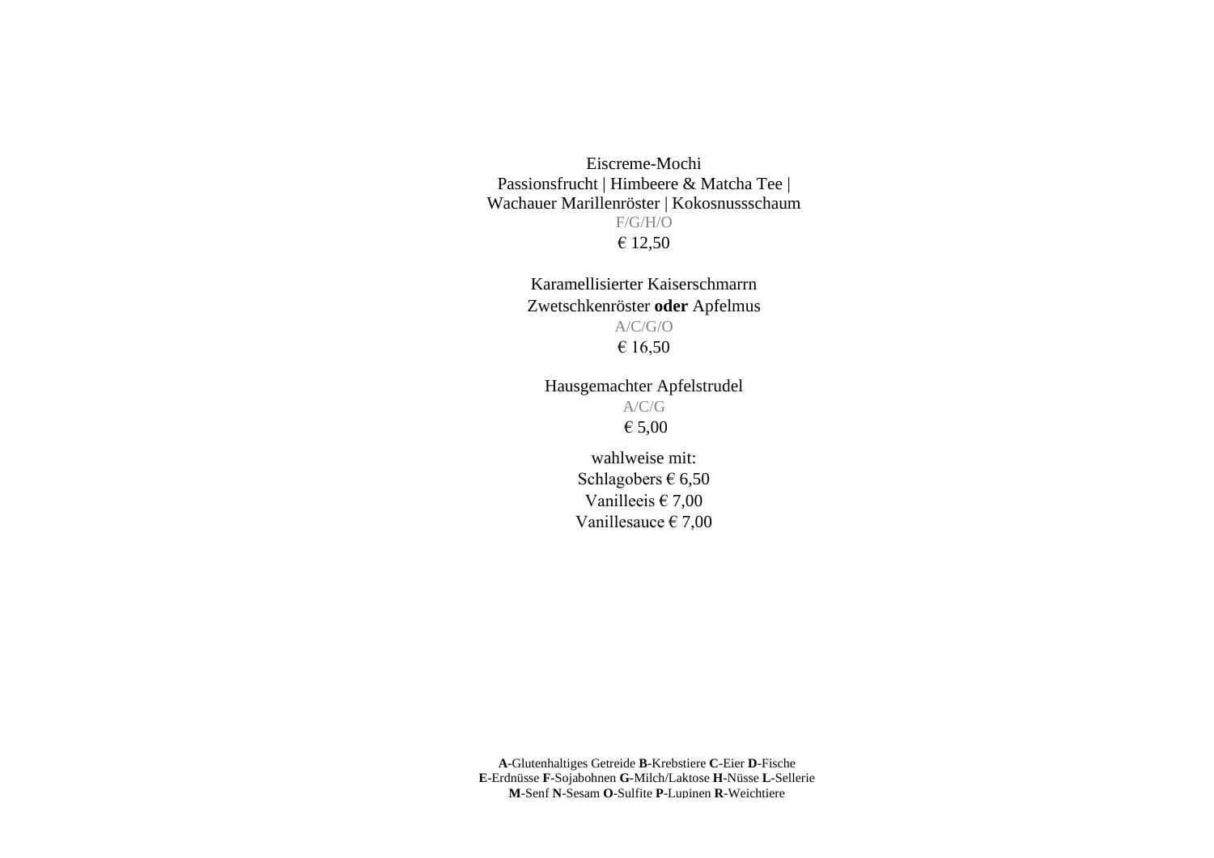Eiscreme-Mochi
Passionsfrucht | Himbeere & Matcha Tee |
Wachauer Marillenröster | Kokosnussschaum
F/G/H/O
€ 12,50

Karamellisierter Kaiserschmarrn
Zwetschkenröster **oder** Apfelmus
A/C/G/O
€ 16,50

Hausgemachter Apfelstrudel
A/C/G
€ 5,00

wahlweise mit:
Schlagobers € 6,50
Vanilleeis € 7,00
Vanillesauce € 7,00

**A**-Glutenhaltiges Getreide **B**-Krebstiere **C**-Eier **D**-Fische
**E**-Erdnüsse **F**-Sojabohnen **G**-Milch/Laktose **H**-Nüsse **L**-Sellerie
**M**-Senf **N**-Sesam **O**-Sulfite **P**-Lupinen **R**-Weichtiere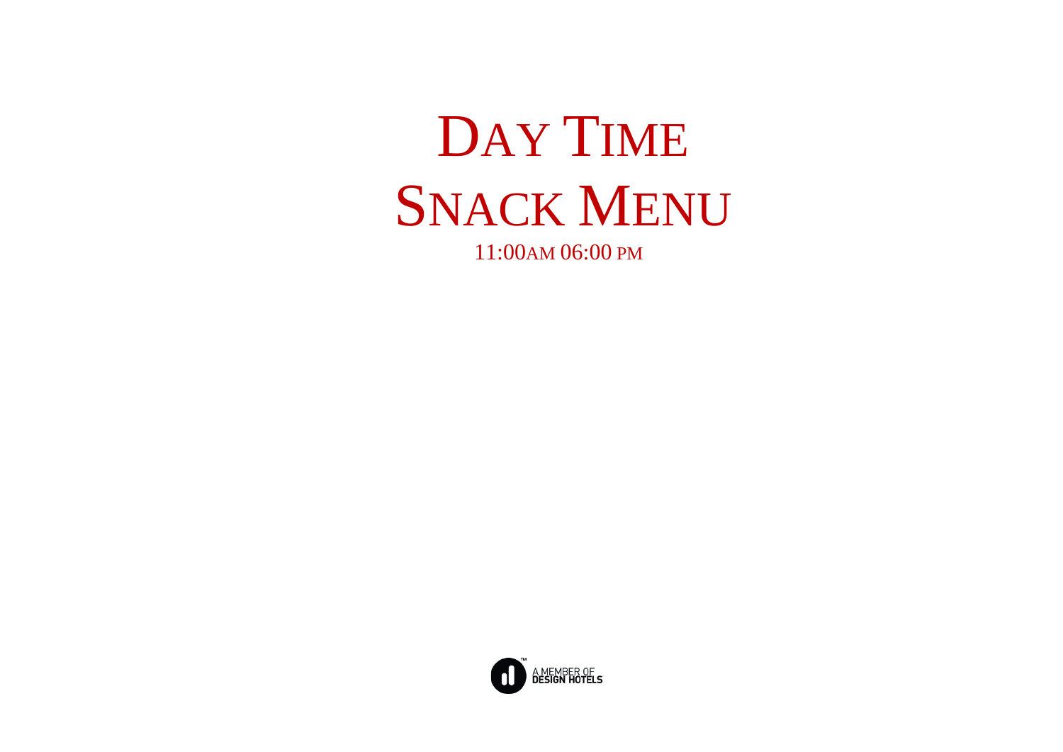# Day Time Snack Menu

11:00AM 06:00 PM

A MEMBER OF DESIGN HOTELS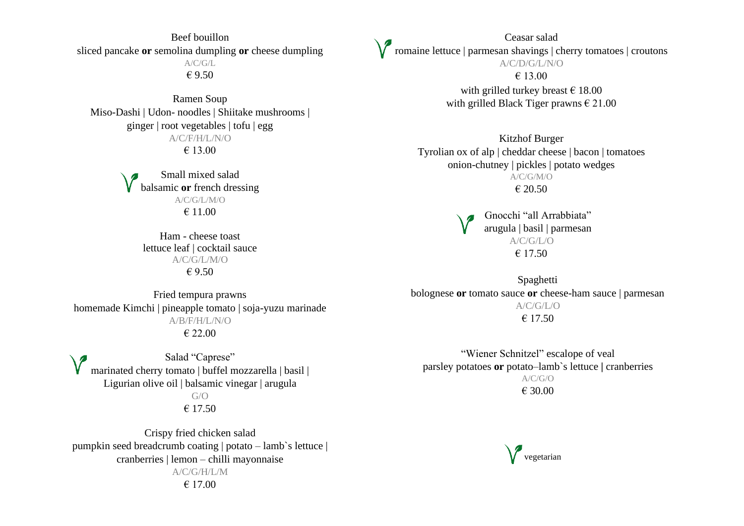Beef bouillon
sliced pancake **or** semolina dumpling **or** cheese dumpling
A/C/G/L
€ 9.50

Ramen Soup
Miso-Dashi | Udon- noodles | Shiitake mushrooms | ginger | root vegetables | tofu | egg
A/C/F/H/L/N/O
€ 13.00

Small mixed salad (vegetarian)
balsamic **or** french dressing
A/C/G/L/M/O
€ 11.00

Ham - cheese toast
lettuce leaf | cocktail sauce
A/C/G/L/M/O
€ 9.50

Fried tempura prawns
homemade Kimchi | pineapple tomato | soja-yuzu marinade
A/B/F/H/L/N/O
€ 22.00

Salad "Caprese" (vegetarian)
marinated cherry tomato | buffel mozzarella | basil | Ligurian olive oil | balsamic vinegar | arugula
G/O
€ 17.50

Crispy fried chicken salad
pumpkin seed breadcrumb coating | potato – lamb`s lettuce | cranberries | lemon – chilli mayonnaise
A/C/G/H/L/M
€ 17.00

Ceasar salad (vegetarian)
romaine lettuce | parmesan shavings | cherry tomatoes | croutons
A/C/D/G/L/N/O
€ 13.00
with grilled turkey breast € 18.00
with grilled Black Tiger prawns € 21.00

Kitzhof Burger
Tyrolian ox of alp | cheddar cheese | bacon | tomatoes onion-chutney | pickles | potato wedges
A/C/G/M/O
€ 20.50

Gnocchi "all Arrabbiata" (vegetarian)
arugula | basil | parmesan
A/C/G/L/O
€ 17.50

Spaghetti
bolognese **or** tomato sauce **or** cheese-ham sauce | parmesan
A/C/G/L/O
€ 17.50

"Wiener Schnitzel" escalope of veal
parsley potatoes **or** potato–lamb`s lettuce | cranberries
A/C/G/O
€ 30.00

vegetarian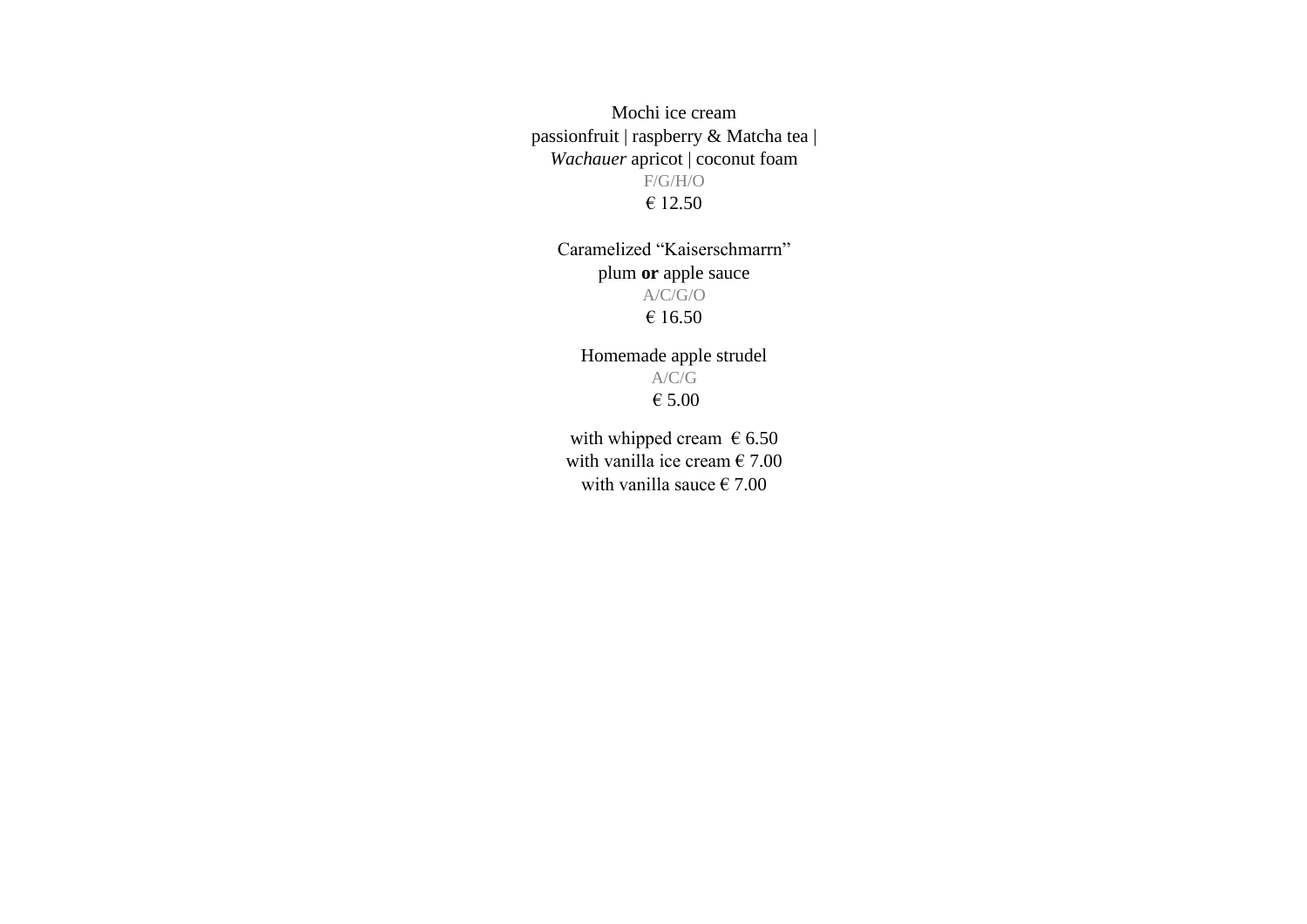Mochi ice cream
passionfruit | raspberry & Matcha tea |
*Wachauer* apricot | coconut foam
F/G/H/O
€ 12.50

Caramelized “Kaiserschmarrn”
plum **or** apple sauce
A/C/G/O
€ 16.50

Homemade apple strudel
A/C/G
€ 5.00

with whipped cream € 6.50
with vanilla ice cream € 7.00
with vanilla sauce € 7.00